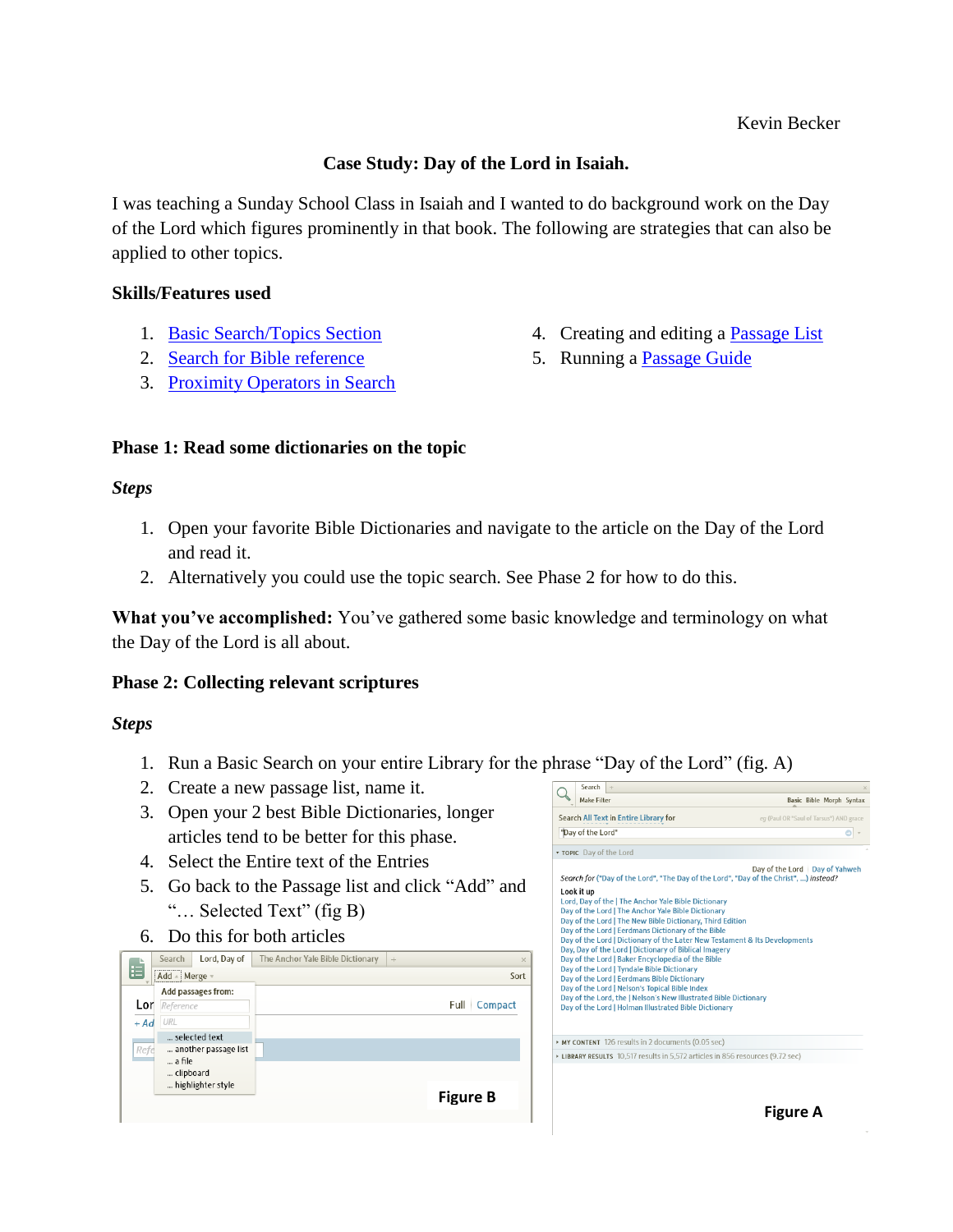Kevin Becker

# Case Study: Day of the Lord in Isaiah.

I was teaching a Sunday School Class in Isaiah and I wanted to do background work on the Day of the Lord which figures prominently in that book. The following are strategies that can also be applied to other topics.

### Skills/Features used

1. Basic Search/Topics Section
2. Search for Bible reference
3. Proximity Operators in Search
4. Creating and editing a Passage List
5. Running a Passage Guide

### Phase 1: Read some dictionaries on the topic

***Steps***

1. Open your favorite Bible Dictionaries and navigate to the article on the Day of the Lord and read it.
2. Alternatively you could use the topic search. See Phase 2 for how to do this.

**What you've accomplished:** You've gathered some basic knowledge and terminology on what the Day of the Lord is all about.

### Phase 2: Collecting relevant scriptures

***Steps***

1. Run a Basic Search on your entire Library for the phrase "Day of the Lord" (fig. A)
2. Create a new passage list, name it.
3. Open your 2 best Bible Dictionaries, longer articles tend to be better for this phase.
4. Select the Entire text of the Entries
5. Go back to the Passage list and click "Add" and "… Selected Text" (fig B)
6. Do this for both articles

Figure B

Figure A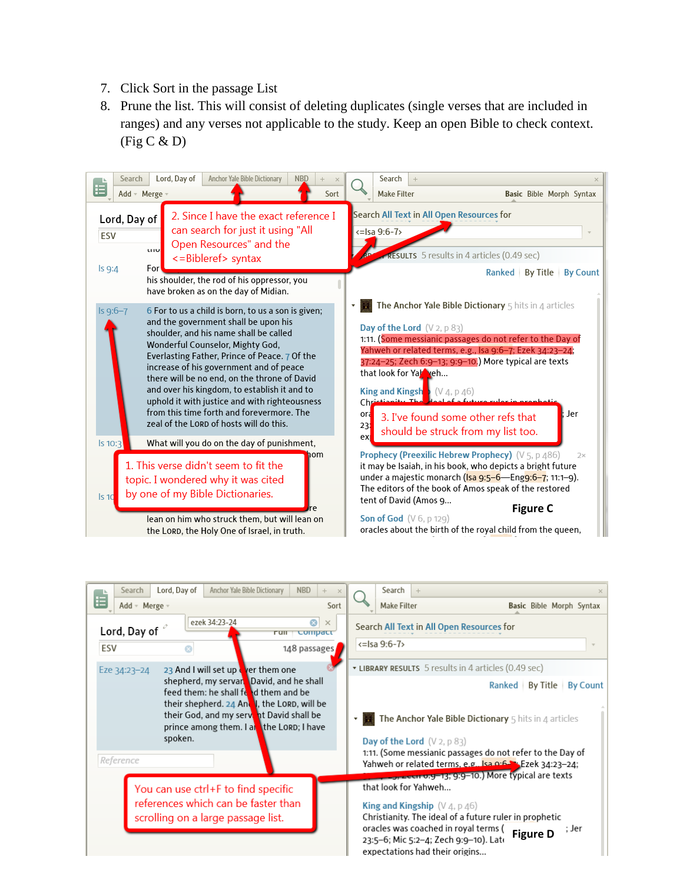7. Click Sort in the passage List
8. Prune the list. This will consist of deleting duplicates (single verses that are included in ranges) and any verses not applicable to the study. Keep an open Bible to check context. (Fig C & D)

1. This verse didn't seem to fit the topic. I wondered why it was cited by one of my Bible Dictionaries.

2. Since I have the exact reference I can search for just it using "All Open Resources" and the <=Bibleref> syntax

3. I've found some other refs that should be struck from my list too.

Figure C

You can use ctrl+F to find specific references which can be faster than scrolling on a large passage list.

Figure D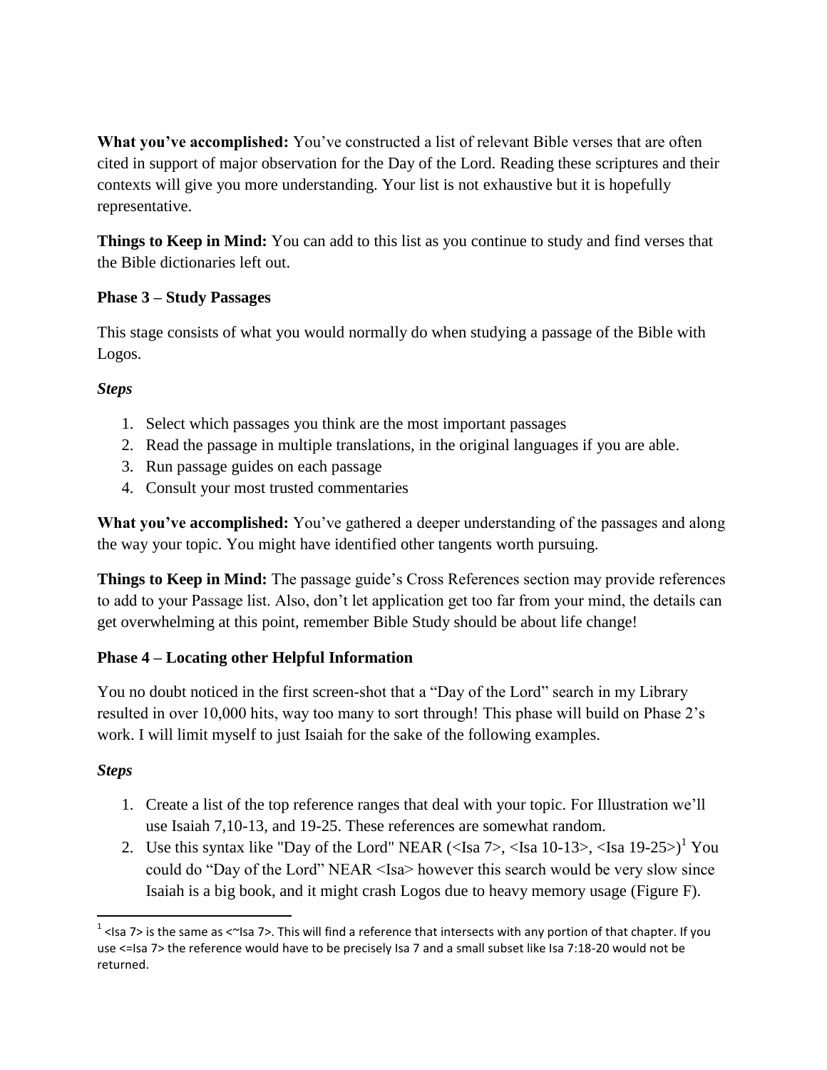**What you've accomplished:** You've constructed a list of relevant Bible verses that are often cited in support of major observation for the Day of the Lord. Reading these scriptures and their contexts will give you more understanding. Your list is not exhaustive but it is hopefully representative.

**Things to Keep in Mind:** You can add to this list as you continue to study and find verses that the Bible dictionaries left out.

**Phase 3 – Study Passages**

This stage consists of what you would normally do when studying a passage of the Bible with Logos.

***Steps***

1. Select which passages you think are the most important passages
2. Read the passage in multiple translations, in the original languages if you are able.
3. Run passage guides on each passage
4. Consult your most trusted commentaries

**What you've accomplished:** You've gathered a deeper understanding of the passages and along the way your topic. You might have identified other tangents worth pursuing.

**Things to Keep in Mind:** The passage guide's Cross References section may provide references to add to your Passage list. Also, don't let application get too far from your mind, the details can get overwhelming at this point, remember Bible Study should be about life change!

**Phase 4 – Locating other Helpful Information**

You no doubt noticed in the first screen-shot that a "Day of the Lord" search in my Library resulted in over 10,000 hits, way too many to sort through! This phase will build on Phase 2's work. I will limit myself to just Isaiah for the sake of the following examples.

***Steps***

1. Create a list of the top reference ranges that deal with your topic. For Illustration we'll use Isaiah 7,10-13, and 19-25. These references are somewhat random.
2. Use this syntax like "Day of the Lord" NEAR (<Isa 7>, <Isa 10-13>, <Isa 19-25>)[1] You could do "Day of the Lord" NEAR <Isa> however this search would be very slow since Isaiah is a big book, and it might crash Logos due to heavy memory usage (Figure F).

---

[1] <Isa 7> is the same as <~Isa 7>. This will find a reference that intersects with any portion of that chapter. If you use <=Isa 7> the reference would have to be precisely Isa 7 and a small subset like Isa 7:18-20 would not be returned.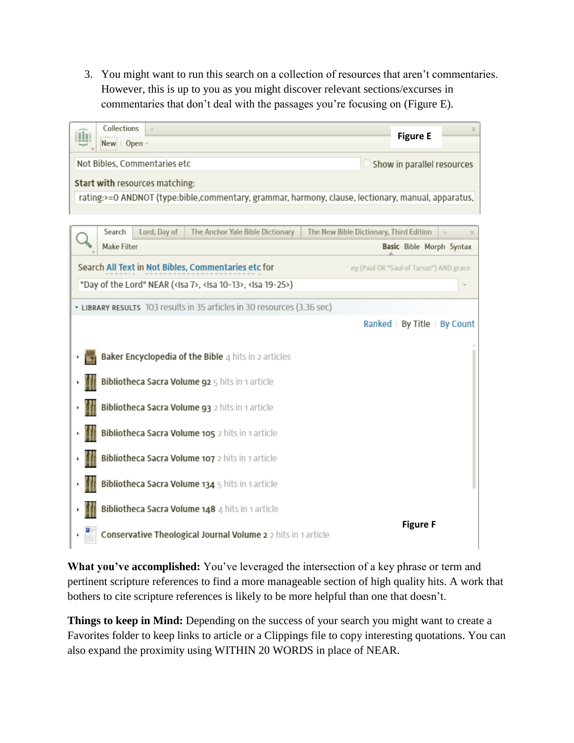3. You might want to run this search on a collection of resources that aren't commentaries. However, this is up to you as you might discover relevant sections/excurses in commentaries that don't deal with the passages you're focusing on (Figure E).

Figure E

Collections

New | Open

Not Bibles, Commentaries etc

Show in parallel resources

**Start with** resources matching:

rating:>=0 ANDNOT (type:bible,commentary, grammar, harmony, clause, lectionary, manual, apparatus,

Search | Lord, Day of | The Anchor Yale Bible Dictionary | The New Bible Dictionary, Third Edition

Make Filter

**Basic** Bible Morph Syntax

Search **All Text** in **Not Bibles, Commentaries etc** for

eg (Paul OR "Saul of Tarsus") AND grace

"Day of the Lord" NEAR (<Isa 7>, <Isa 10-13>, <Isa 19-25>)

LIBRARY RESULTS 103 results in 35 articles in 30 resources (3.36 sec)

Ranked | By Title | By Count

- **Baker Encyclopedia of the Bible** 4 hits in 2 articles
- **Bibliotheca Sacra Volume 92** 5 hits in 1 article
- **Bibliotheca Sacra Volume 93** 2 hits in 1 article
- **Bibliotheca Sacra Volume 105** 2 hits in 1 article
- **Bibliotheca Sacra Volume 107** 2 hits in 1 article
- **Bibliotheca Sacra Volume 134** 5 hits in 1 article
- **Bibliotheca Sacra Volume 148** 4 hits in 1 article
- **Conservative Theological Journal Volume 2** 2 hits in 1 article

Figure F

**What you've accomplished:** You've leveraged the intersection of a key phrase or term and pertinent scripture references to find a more manageable section of high quality hits. A work that bothers to cite scripture references is likely to be more helpful than one that doesn't.

**Things to keep in Mind:** Depending on the success of your search you might want to create a Favorites folder to keep links to article or a Clippings file to copy interesting quotations. You can also expand the proximity using WITHIN 20 WORDS in place of NEAR.